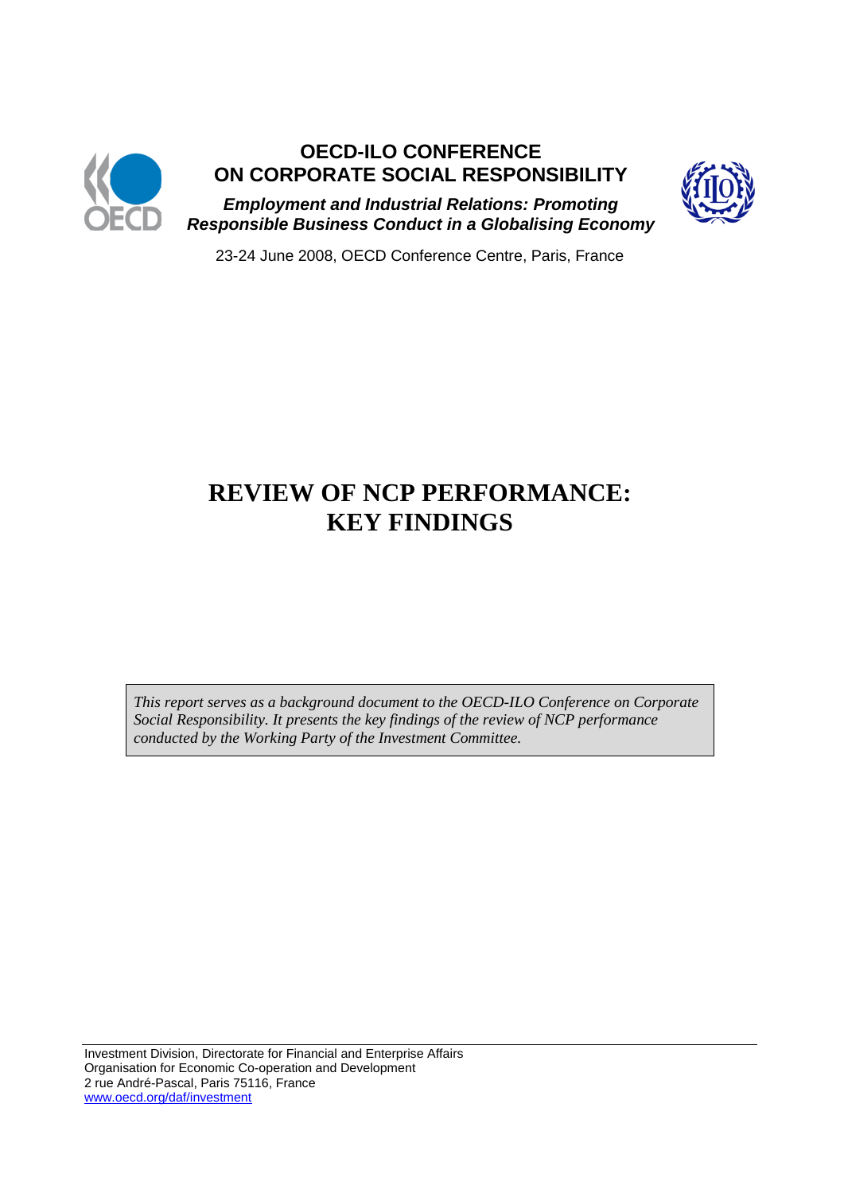# OECD-ILO CONFERENCE ON CORPORATE SOCIAL RESPONSIBILITY

***Employment and Industrial Relations: Promoting Responsible Business Conduct in a Globalising Economy***

23-24 June 2008, OECD Conference Centre, Paris, France

# REVIEW OF NCP PERFORMANCE: KEY FINDINGS

*This report serves as a background document to the OECD-ILO Conference on Corporate Social Responsibility. It presents the key findings of the review of NCP performance conducted by the Working Party of the Investment Committee.*

Investment Division, Directorate for Financial and Enterprise Affairs
Organisation for Economic Co-operation and Development
2 rue André-Pascal, Paris 75116, France
www.oecd.org/daf/investment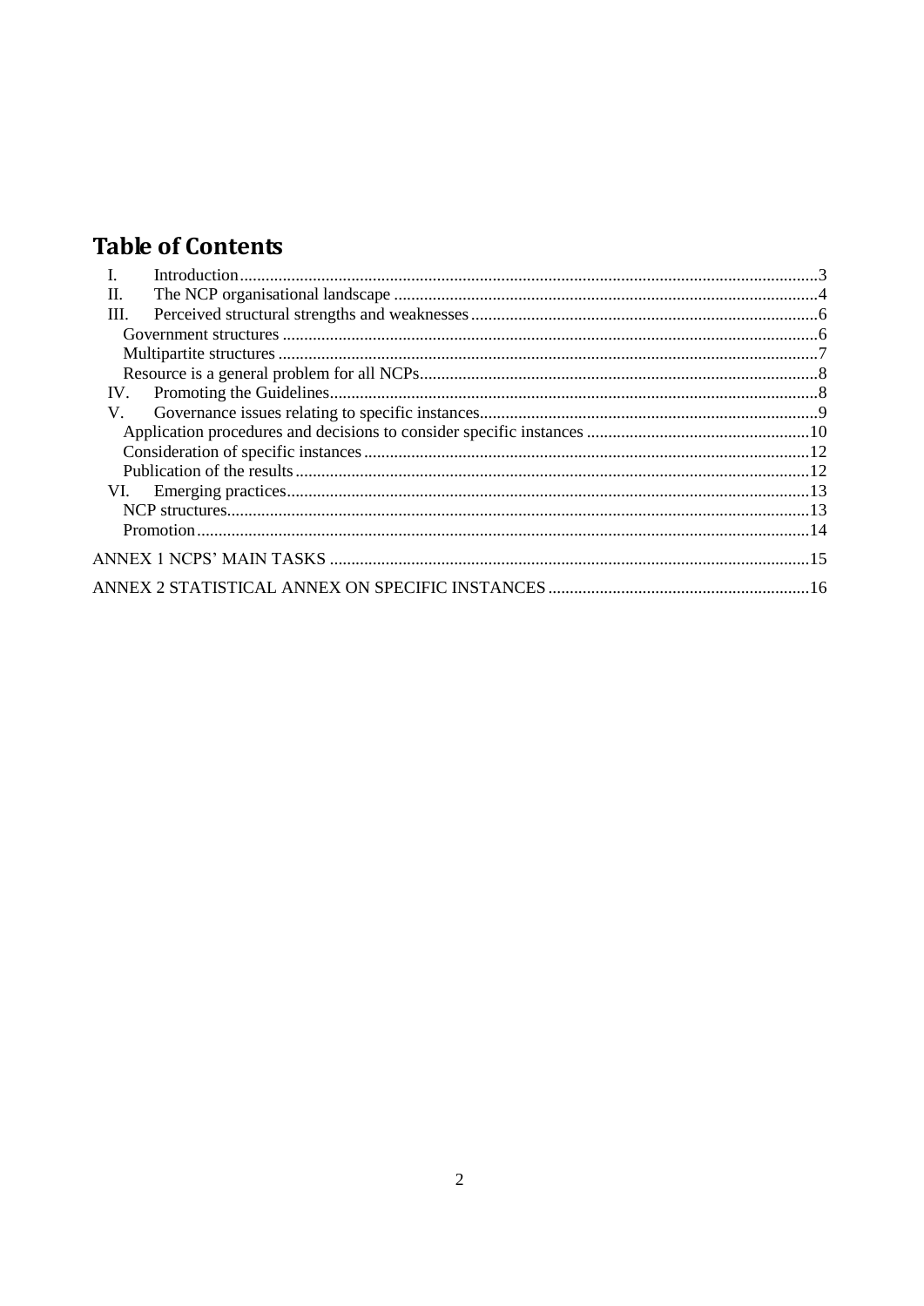# Table of Contents

- I. Introduction ..... 3
- II. The NCP organisational landscape ..... 4
- III. Perceived structural strengths and weaknesses ..... 6
  - Government structures ..... 6
  - Multipartite structures ..... 7
  - Resource is a general problem for all NCPs ..... 8
- IV. Promoting the Guidelines ..... 8
- V. Governance issues relating to specific instances ..... 9
  - Application procedures and decisions to consider specific instances ..... 10
  - Consideration of specific instances ..... 12
  - Publication of the results ..... 12
- VI. Emerging practices ..... 13
  - NCP structures ..... 13
  - Promotion ..... 14

ANNEX 1 NCPS' MAIN TASKS ..... 15

ANNEX 2 STATISTICAL ANNEX ON SPECIFIC INSTANCES ..... 16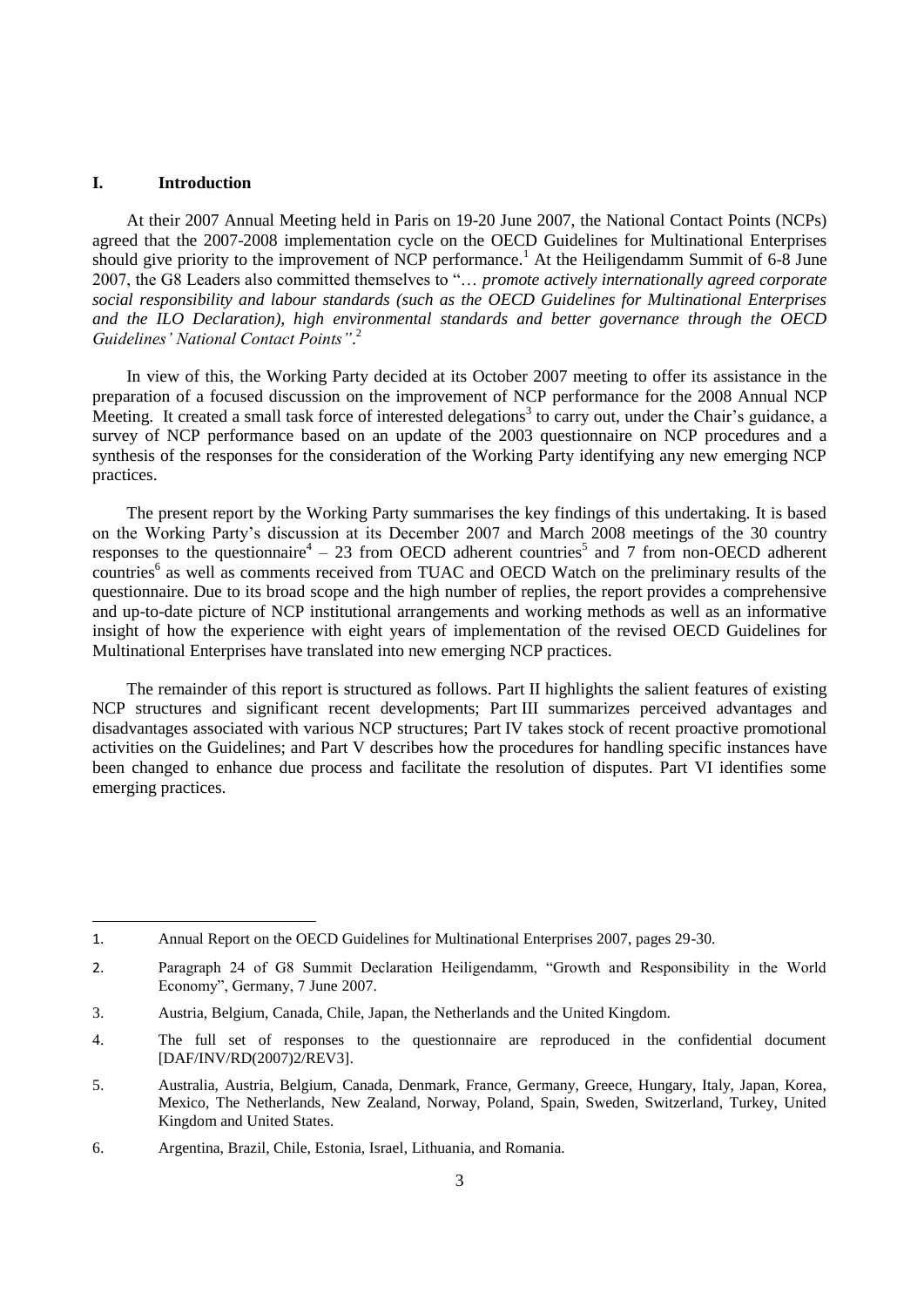## I. Introduction

At their 2007 Annual Meeting held in Paris on 19-20 June 2007, the National Contact Points (NCPs) agreed that the 2007-2008 implementation cycle on the OECD Guidelines for Multinational Enterprises should give priority to the improvement of NCP performance.[1] At the Heiligendamm Summit of 6-8 June 2007, the G8 Leaders also committed themselves to "… *promote actively internationally agreed corporate social responsibility and labour standards (such as the OECD Guidelines for Multinational Enterprises and the ILO Declaration), high environmental standards and better governance through the OECD Guidelines' National Contact Points"*.[2]

In view of this, the Working Party decided at its October 2007 meeting to offer its assistance in the preparation of a focused discussion on the improvement of NCP performance for the 2008 Annual NCP Meeting. It created a small task force of interested delegations[3] to carry out, under the Chair's guidance, a survey of NCP performance based on an update of the 2003 questionnaire on NCP procedures and a synthesis of the responses for the consideration of the Working Party identifying any new emerging NCP practices.

The present report by the Working Party summarises the key findings of this undertaking. It is based on the Working Party's discussion at its December 2007 and March 2008 meetings of the 30 country responses to the questionnaire[4] – 23 from OECD adherent countries[5] and 7 from non-OECD adherent countries[6] as well as comments received from TUAC and OECD Watch on the preliminary results of the questionnaire. Due to its broad scope and the high number of replies, the report provides a comprehensive and up-to-date picture of NCP institutional arrangements and working methods as well as an informative insight of how the experience with eight years of implementation of the revised OECD Guidelines for Multinational Enterprises have translated into new emerging NCP practices.

The remainder of this report is structured as follows. Part II highlights the salient features of existing NCP structures and significant recent developments; Part III summarizes perceived advantages and disadvantages associated with various NCP structures; Part IV takes stock of recent proactive promotional activities on the Guidelines; and Part V describes how the procedures for handling specific instances have been changed to enhance due process and facilitate the resolution of disputes. Part VI identifies some emerging practices.

---

1. Annual Report on the OECD Guidelines for Multinational Enterprises 2007, pages 29-30.
2. Paragraph 24 of G8 Summit Declaration Heiligendamm, "Growth and Responsibility in the World Economy", Germany, 7 June 2007.
3. Austria, Belgium, Canada, Chile, Japan, the Netherlands and the United Kingdom.
4. The full set of responses to the questionnaire are reproduced in the confidential document [DAF/INV/RD(2007)2/REV3].
5. Australia, Austria, Belgium, Canada, Denmark, France, Germany, Greece, Hungary, Italy, Japan, Korea, Mexico, The Netherlands, New Zealand, Norway, Poland, Spain, Sweden, Switzerland, Turkey, United Kingdom and United States.
6. Argentina, Brazil, Chile, Estonia, Israel, Lithuania, and Romania.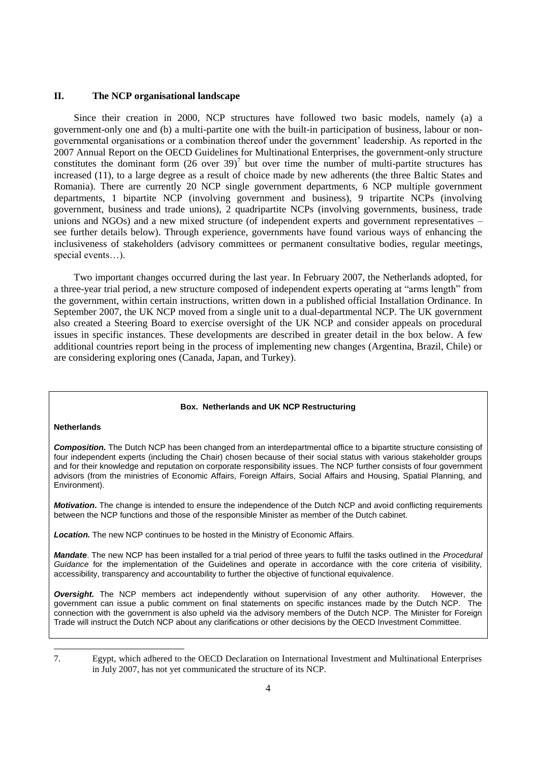## II. The NCP organisational landscape

Since their creation in 2000, NCP structures have followed two basic models, namely (a) a government-only one and (b) a multi-partite one with the built-in participation of business, labour or non-governmental organisations or a combination thereof under the government' leadership. As reported in the 2007 Annual Report on the OECD Guidelines for Multinational Enterprises, the government-only structure constitutes the dominant form (26 over 39)[7] but over time the number of multi-partite structures has increased (11), to a large degree as a result of choice made by new adherents (the three Baltic States and Romania). There are currently 20 NCP single government departments, 6 NCP multiple government departments, 1 bipartite NCP (involving government and business), 9 tripartite NCPs (involving government, business and trade unions), 2 quadripartite NCPs (involving governments, business, trade unions and NGOs) and a new mixed structure (of independent experts and government representatives – see further details below). Through experience, governments have found various ways of enhancing the inclusiveness of stakeholders (advisory committees or permanent consultative bodies, regular meetings, special events…).

Two important changes occurred during the last year. In February 2007, the Netherlands adopted, for a three-year trial period, a new structure composed of independent experts operating at "arms length" from the government, within certain instructions, written down in a published official Installation Ordinance. In September 2007, the UK NCP moved from a single unit to a dual-departmental NCP. The UK government also created a Steering Board to exercise oversight of the UK NCP and consider appeals on procedural issues in specific instances. These developments are described in greater detail in the box below. A few additional countries report being in the process of implementing new changes (Argentina, Brazil, Chile) or are considering exploring ones (Canada, Japan, and Turkey).

**Box. Netherlands and UK NCP Restructuring**

**Netherlands**

***Composition.*** The Dutch NCP has been changed from an interdepartmental office to a bipartite structure consisting of four independent experts (including the Chair) chosen because of their social status with various stakeholder groups and for their knowledge and reputation on corporate responsibility issues. The NCP further consists of four government advisors (from the ministries of Economic Affairs, Foreign Affairs, Social Affairs and Housing, Spatial Planning, and Environment).

***Motivation*****.** The change is intended to ensure the independence of the Dutch NCP and avoid conflicting requirements between the NCP functions and those of the responsible Minister as member of the Dutch cabinet.

***Location.*** The new NCP continues to be hosted in the Ministry of Economic Affairs.

***Mandate***. The new NCP has been installed for a trial period of three years to fulfil the tasks outlined in the *Procedural Guidance* for the implementation of the Guidelines and operate in accordance with the core criteria of visibility, accessibility, transparency and accountability to further the objective of functional equivalence.

***Oversight.*** The NCP members act independently without supervision of any other authority. However, the government can issue a public comment on final statements on specific instances made by the Dutch NCP. The connection with the government is also upheld via the advisory members of the Dutch NCP. The Minister for Foreign Trade will instruct the Dutch NCP about any clarifications or other decisions by the OECD Investment Committee.

7. Egypt, which adhered to the OECD Declaration on International Investment and Multinational Enterprises in July 2007, has not yet communicated the structure of its NCP.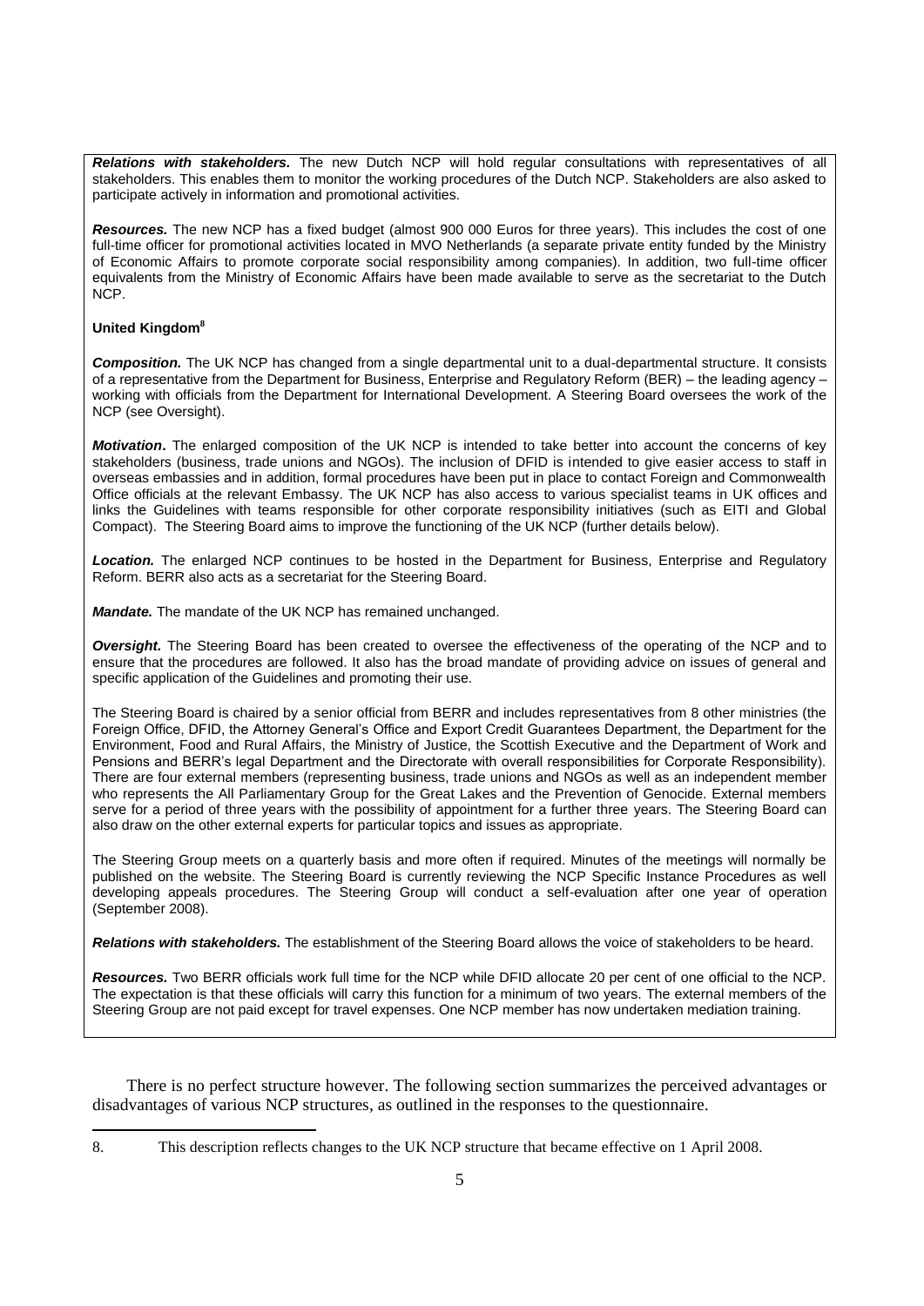***Relations with stakeholders.*** The new Dutch NCP will hold regular consultations with representatives of all stakeholders. This enables them to monitor the working procedures of the Dutch NCP. Stakeholders are also asked to participate actively in information and promotional activities.

***Resources.*** The new NCP has a fixed budget (almost 900 000 Euros for three years). This includes the cost of one full-time officer for promotional activities located in MVO Netherlands (a separate private entity funded by the Ministry of Economic Affairs to promote corporate social responsibility among companies). In addition, two full-time officer equivalents from the Ministry of Economic Affairs have been made available to serve as the secretariat to the Dutch NCP.

**United Kingdom**[8]

***Composition.*** The UK NCP has changed from a single departmental unit to a dual-departmental structure. It consists of a representative from the Department for Business, Enterprise and Regulatory Reform (BER) – the leading agency – working with officials from the Department for International Development. A Steering Board oversees the work of the NCP (see Oversight).

***Motivation*****.** The enlarged composition of the UK NCP is intended to take better into account the concerns of key stakeholders (business, trade unions and NGOs). The inclusion of DFID is intended to give easier access to staff in overseas embassies and in addition, formal procedures have been put in place to contact Foreign and Commonwealth Office officials at the relevant Embassy. The UK NCP has also access to various specialist teams in UK offices and links the Guidelines with teams responsible for other corporate responsibility initiatives (such as EITI and Global Compact). The Steering Board aims to improve the functioning of the UK NCP (further details below).

***Location.*** The enlarged NCP continues to be hosted in the Department for Business, Enterprise and Regulatory Reform. BERR also acts as a secretariat for the Steering Board.

***Mandate.*** The mandate of the UK NCP has remained unchanged.

***Oversight.*** The Steering Board has been created to oversee the effectiveness of the operating of the NCP and to ensure that the procedures are followed. It also has the broad mandate of providing advice on issues of general and specific application of the Guidelines and promoting their use.

The Steering Board is chaired by a senior official from BERR and includes representatives from 8 other ministries (the Foreign Office, DFID, the Attorney General's Office and Export Credit Guarantees Department, the Department for the Environment, Food and Rural Affairs, the Ministry of Justice, the Scottish Executive and the Department of Work and Pensions and BERR's legal Department and the Directorate with overall responsibilities for Corporate Responsibility). There are four external members (representing business, trade unions and NGOs as well as an independent member who represents the All Parliamentary Group for the Great Lakes and the Prevention of Genocide. External members serve for a period of three years with the possibility of appointment for a further three years. The Steering Board can also draw on the other external experts for particular topics and issues as appropriate.

The Steering Group meets on a quarterly basis and more often if required. Minutes of the meetings will normally be published on the website. The Steering Board is currently reviewing the NCP Specific Instance Procedures as well developing appeals procedures. The Steering Group will conduct a self-evaluation after one year of operation (September 2008).

***Relations with stakeholders.*** The establishment of the Steering Board allows the voice of stakeholders to be heard.

***Resources.*** Two BERR officials work full time for the NCP while DFID allocate 20 per cent of one official to the NCP. The expectation is that these officials will carry this function for a minimum of two years. The external members of the Steering Group are not paid except for travel expenses. One NCP member has now undertaken mediation training.

There is no perfect structure however. The following section summarizes the perceived advantages or disadvantages of various NCP structures, as outlined in the responses to the questionnaire.

8. This description reflects changes to the UK NCP structure that became effective on 1 April 2008.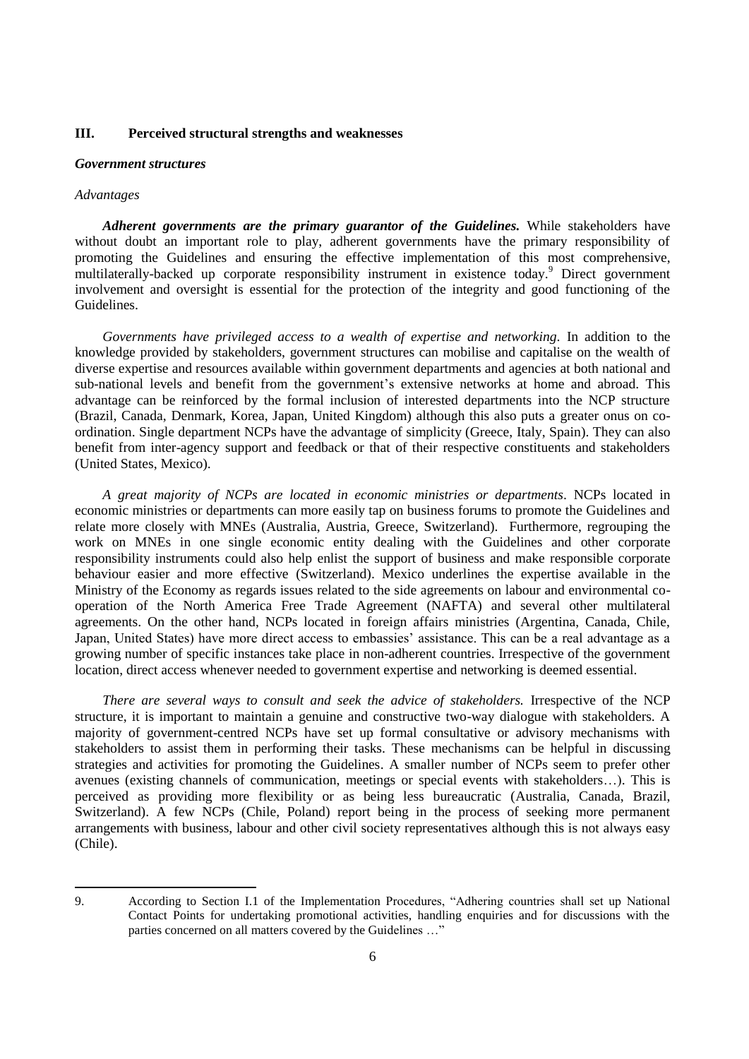## III. Perceived structural strengths and weaknesses

### *Government structures*

*Advantages*

***Adherent governments are the primary guarantor of the Guidelines.*** While stakeholders have without doubt an important role to play, adherent governments have the primary responsibility of promoting the Guidelines and ensuring the effective implementation of this most comprehensive, multilaterally-backed up corporate responsibility instrument in existence today.[9] Direct government involvement and oversight is essential for the protection of the integrity and good functioning of the Guidelines.

*Governments have privileged access to a wealth of expertise and networking*. In addition to the knowledge provided by stakeholders, government structures can mobilise and capitalise on the wealth of diverse expertise and resources available within government departments and agencies at both national and sub-national levels and benefit from the government's extensive networks at home and abroad. This advantage can be reinforced by the formal inclusion of interested departments into the NCP structure (Brazil, Canada, Denmark, Korea, Japan, United Kingdom) although this also puts a greater onus on co-ordination. Single department NCPs have the advantage of simplicity (Greece, Italy, Spain). They can also benefit from inter-agency support and feedback or that of their respective constituents and stakeholders (United States, Mexico).

*A great majority of NCPs are located in economic ministries or departments*. NCPs located in economic ministries or departments can more easily tap on business forums to promote the Guidelines and relate more closely with MNEs (Australia, Austria, Greece, Switzerland). Furthermore, regrouping the work on MNEs in one single economic entity dealing with the Guidelines and other corporate responsibility instruments could also help enlist the support of business and make responsible corporate behaviour easier and more effective (Switzerland). Mexico underlines the expertise available in the Ministry of the Economy as regards issues related to the side agreements on labour and environmental co-operation of the North America Free Trade Agreement (NAFTA) and several other multilateral agreements. On the other hand, NCPs located in foreign affairs ministries (Argentina, Canada, Chile, Japan, United States) have more direct access to embassies' assistance. This can be a real advantage as a growing number of specific instances take place in non-adherent countries. Irrespective of the government location, direct access whenever needed to government expertise and networking is deemed essential.

*There are several ways to consult and seek the advice of stakeholders.* Irrespective of the NCP structure, it is important to maintain a genuine and constructive two-way dialogue with stakeholders. A majority of government-centred NCPs have set up formal consultative or advisory mechanisms with stakeholders to assist them in performing their tasks. These mechanisms can be helpful in discussing strategies and activities for promoting the Guidelines. A smaller number of NCPs seem to prefer other avenues (existing channels of communication, meetings or special events with stakeholders…). This is perceived as providing more flexibility or as being less bureaucratic (Australia, Canada, Brazil, Switzerland). A few NCPs (Chile, Poland) report being in the process of seeking more permanent arrangements with business, labour and other civil society representatives although this is not always easy (Chile).

---

9. According to Section I.1 of the Implementation Procedures, "Adhering countries shall set up National Contact Points for undertaking promotional activities, handling enquiries and for discussions with the parties concerned on all matters covered by the Guidelines …"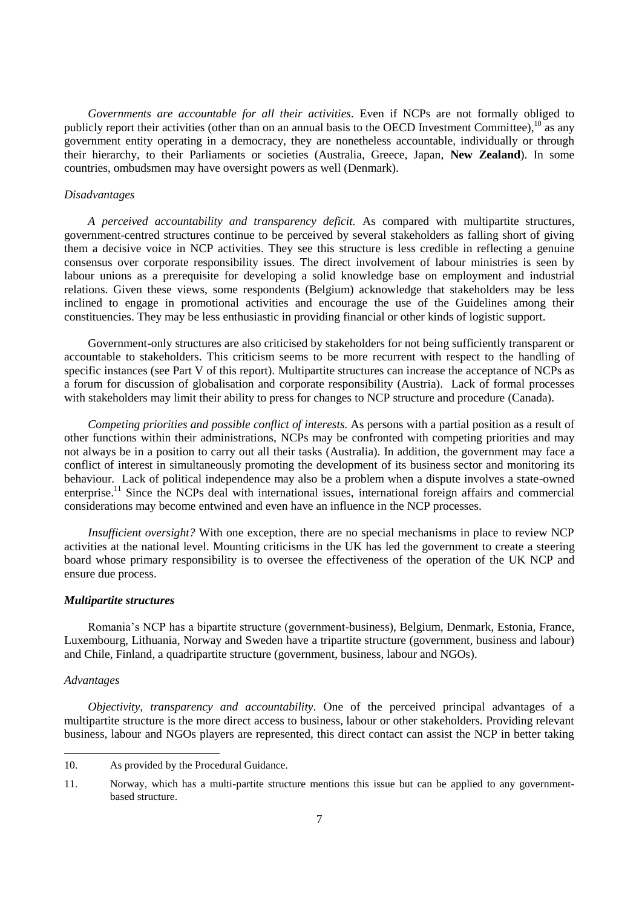*Governments are accountable for all their activities*. Even if NCPs are not formally obliged to publicly report their activities (other than on an annual basis to the OECD Investment Committee),[10] as any government entity operating in a democracy, they are nonetheless accountable, individually or through their hierarchy, to their Parliaments or societies (Australia, Greece, Japan, **New Zealand**). In some countries, ombudsmen may have oversight powers as well (Denmark).

*Disadvantages*

*A perceived accountability and transparency deficit.* As compared with multipartite structures, government-centred structures continue to be perceived by several stakeholders as falling short of giving them a decisive voice in NCP activities. They see this structure is less credible in reflecting a genuine consensus over corporate responsibility issues. The direct involvement of labour ministries is seen by labour unions as a prerequisite for developing a solid knowledge base on employment and industrial relations. Given these views, some respondents (Belgium) acknowledge that stakeholders may be less inclined to engage in promotional activities and encourage the use of the Guidelines among their constituencies. They may be less enthusiastic in providing financial or other kinds of logistic support.

Government-only structures are also criticised by stakeholders for not being sufficiently transparent or accountable to stakeholders. This criticism seems to be more recurrent with respect to the handling of specific instances (see Part V of this report). Multipartite structures can increase the acceptance of NCPs as a forum for discussion of globalisation and corporate responsibility (Austria). Lack of formal processes with stakeholders may limit their ability to press for changes to NCP structure and procedure (Canada).

*Competing priorities and possible conflict of interests.* As persons with a partial position as a result of other functions within their administrations, NCPs may be confronted with competing priorities and may not always be in a position to carry out all their tasks (Australia). In addition, the government may face a conflict of interest in simultaneously promoting the development of its business sector and monitoring its behaviour. Lack of political independence may also be a problem when a dispute involves a state-owned enterprise.[11] Since the NCPs deal with international issues, international foreign affairs and commercial considerations may become entwined and even have an influence in the NCP processes.

*Insufficient oversight?* With one exception, there are no special mechanisms in place to review NCP activities at the national level. Mounting criticisms in the UK has led the government to create a steering board whose primary responsibility is to oversee the effectiveness of the operation of the UK NCP and ensure due process.

***Multipartite structures***

Romania's NCP has a bipartite structure (government-business), Belgium, Denmark, Estonia, France, Luxembourg, Lithuania, Norway and Sweden have a tripartite structure (government, business and labour) and Chile, Finland, a quadripartite structure (government, business, labour and NGOs).

*Advantages*

*Objectivity, transparency and accountability*. One of the perceived principal advantages of a multipartite structure is the more direct access to business, labour or other stakeholders. Providing relevant business, labour and NGOs players are represented, this direct contact can assist the NCP in better taking

10. As provided by the Procedural Guidance.

11. Norway, which has a multi-partite structure mentions this issue but can be applied to any government-based structure.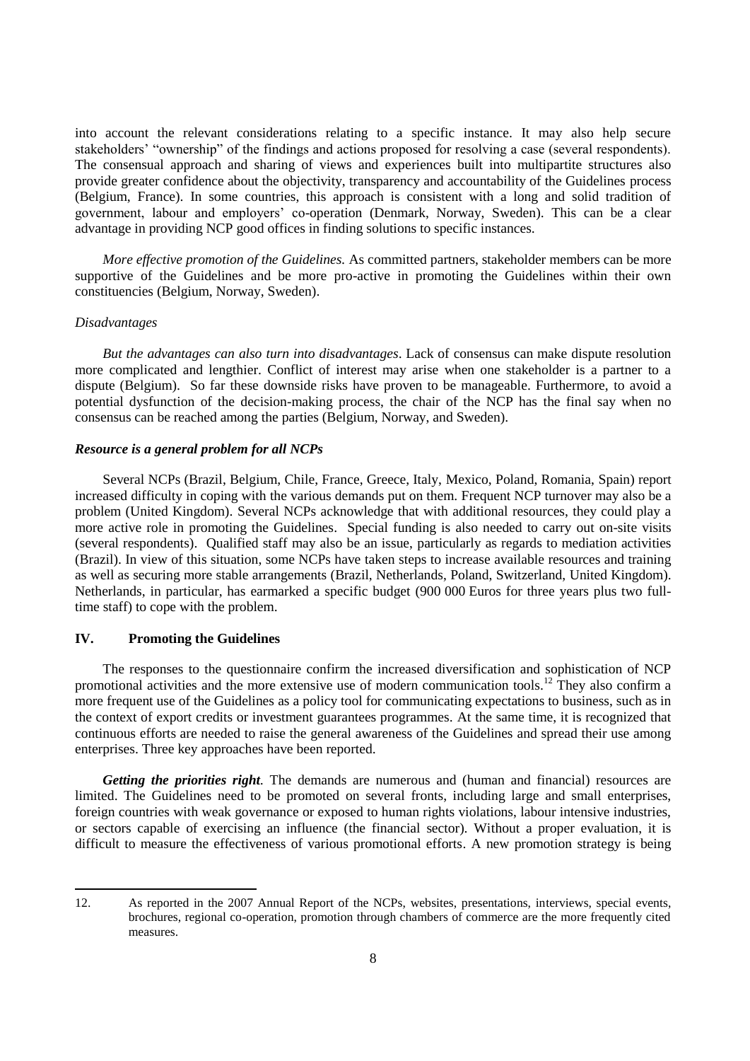into account the relevant considerations relating to a specific instance. It may also help secure stakeholders' "ownership" of the findings and actions proposed for resolving a case (several respondents). The consensual approach and sharing of views and experiences built into multipartite structures also provide greater confidence about the objectivity, transparency and accountability of the Guidelines process (Belgium, France). In some countries, this approach is consistent with a long and solid tradition of government, labour and employers' co-operation (Denmark, Norway, Sweden). This can be a clear advantage in providing NCP good offices in finding solutions to specific instances.

*More effective promotion of the Guidelines.* As committed partners, stakeholder members can be more supportive of the Guidelines and be more pro-active in promoting the Guidelines within their own constituencies (Belgium, Norway, Sweden).

*Disadvantages*

*But the advantages can also turn into disadvantages*. Lack of consensus can make dispute resolution more complicated and lengthier. Conflict of interest may arise when one stakeholder is a partner to a dispute (Belgium). So far these downside risks have proven to be manageable. Furthermore, to avoid a potential dysfunction of the decision-making process, the chair of the NCP has the final say when no consensus can be reached among the parties (Belgium, Norway, and Sweden).

***Resource is a general problem for all NCPs***

Several NCPs (Brazil, Belgium, Chile, France, Greece, Italy, Mexico, Poland, Romania, Spain) report increased difficulty in coping with the various demands put on them. Frequent NCP turnover may also be a problem (United Kingdom). Several NCPs acknowledge that with additional resources, they could play a more active role in promoting the Guidelines. Special funding is also needed to carry out on-site visits (several respondents). Qualified staff may also be an issue, particularly as regards to mediation activities (Brazil). In view of this situation, some NCPs have taken steps to increase available resources and training as well as securing more stable arrangements (Brazil, Netherlands, Poland, Switzerland, United Kingdom). Netherlands, in particular, has earmarked a specific budget (900 000 Euros for three years plus two full-time staff) to cope with the problem.

## IV. Promoting the Guidelines

The responses to the questionnaire confirm the increased diversification and sophistication of NCP promotional activities and the more extensive use of modern communication tools.[12] They also confirm a more frequent use of the Guidelines as a policy tool for communicating expectations to business, such as in the context of export credits or investment guarantees programmes. At the same time, it is recognized that continuous efforts are needed to raise the general awareness of the Guidelines and spread their use among enterprises. Three key approaches have been reported.

***Getting the priorities right.*** The demands are numerous and (human and financial) resources are limited. The Guidelines need to be promoted on several fronts, including large and small enterprises, foreign countries with weak governance or exposed to human rights violations, labour intensive industries, or sectors capable of exercising an influence (the financial sector). Without a proper evaluation, it is difficult to measure the effectiveness of various promotional efforts. A new promotion strategy is being

---

12. As reported in the 2007 Annual Report of the NCPs, websites, presentations, interviews, special events, brochures, regional co-operation, promotion through chambers of commerce are the more frequently cited measures.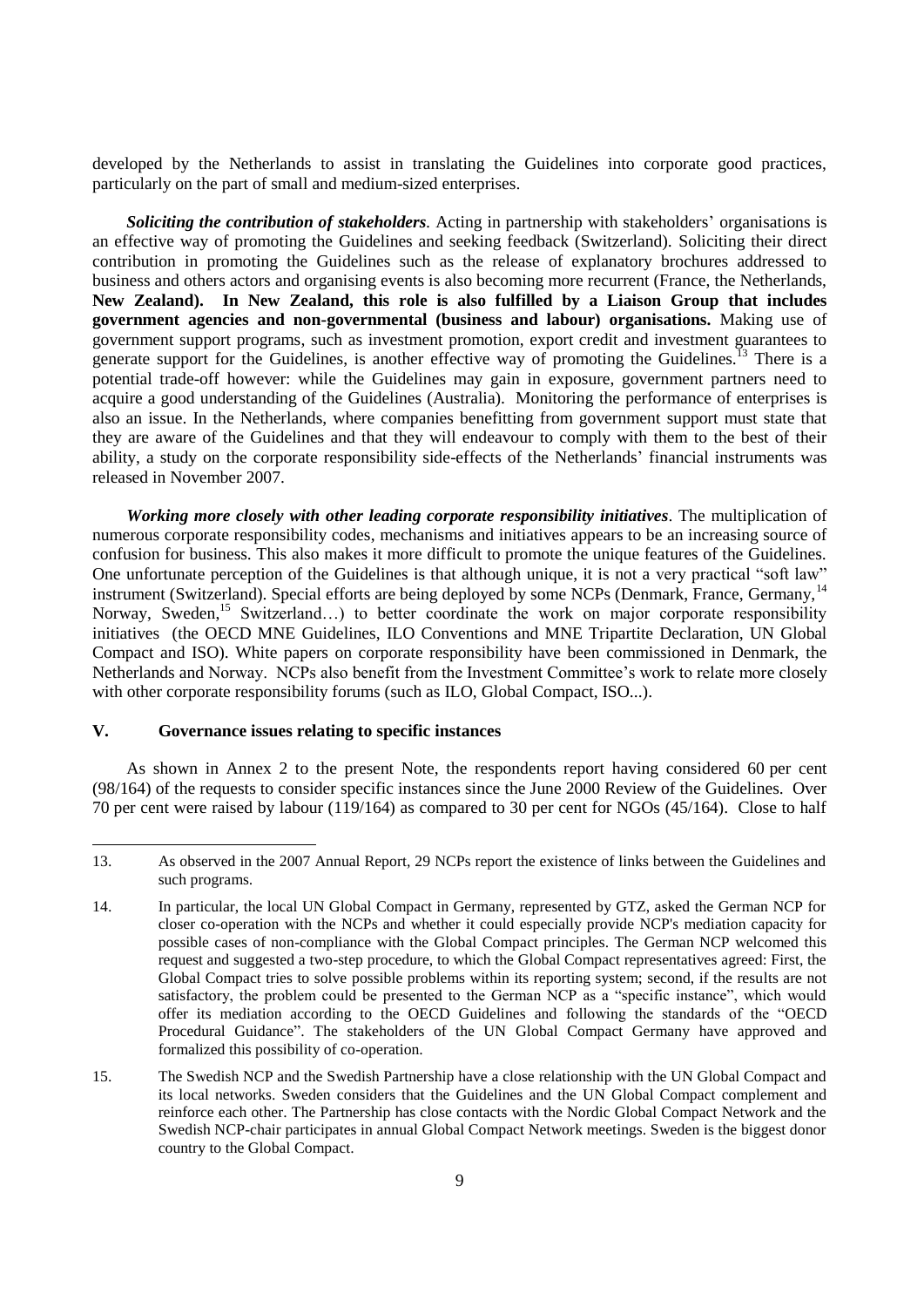developed by the Netherlands to assist in translating the Guidelines into corporate good practices, particularly on the part of small and medium-sized enterprises.

***Soliciting the contribution of stakeholders.*** Acting in partnership with stakeholders' organisations is an effective way of promoting the Guidelines and seeking feedback (Switzerland). Soliciting their direct contribution in promoting the Guidelines such as the release of explanatory brochures addressed to business and others actors and organising events is also becoming more recurrent (France, the Netherlands, **New Zealand). In New Zealand, this role is also fulfilled by a Liaison Group that includes government agencies and non-governmental (business and labour) organisations.** Making use of government support programs, such as investment promotion, export credit and investment guarantees to generate support for the Guidelines, is another effective way of promoting the Guidelines.[13] There is a potential trade-off however: while the Guidelines may gain in exposure, government partners need to acquire a good understanding of the Guidelines (Australia). Monitoring the performance of enterprises is also an issue. In the Netherlands, where companies benefitting from government support must state that they are aware of the Guidelines and that they will endeavour to comply with them to the best of their ability, a study on the corporate responsibility side-effects of the Netherlands' financial instruments was released in November 2007.

***Working more closely with other leading corporate responsibility initiatives***. The multiplication of numerous corporate responsibility codes, mechanisms and initiatives appears to be an increasing source of confusion for business. This also makes it more difficult to promote the unique features of the Guidelines. One unfortunate perception of the Guidelines is that although unique, it is not a very practical "soft law" instrument (Switzerland). Special efforts are being deployed by some NCPs (Denmark, France, Germany,[14] Norway, Sweden,[15] Switzerland…) to better coordinate the work on major corporate responsibility initiatives (the OECD MNE Guidelines, ILO Conventions and MNE Tripartite Declaration, UN Global Compact and ISO). White papers on corporate responsibility have been commissioned in Denmark, the Netherlands and Norway. NCPs also benefit from the Investment Committee's work to relate more closely with other corporate responsibility forums (such as ILO, Global Compact, ISO...).

## V. Governance issues relating to specific instances

As shown in Annex 2 to the present Note, the respondents report having considered 60 per cent (98/164) of the requests to consider specific instances since the June 2000 Review of the Guidelines. Over 70 per cent were raised by labour (119/164) as compared to 30 per cent for NGOs (45/164). Close to half

---

13. As observed in the 2007 Annual Report, 29 NCPs report the existence of links between the Guidelines and such programs.

14. In particular, the local UN Global Compact in Germany, represented by GTZ, asked the German NCP for closer co-operation with the NCPs and whether it could especially provide NCP's mediation capacity for possible cases of non-compliance with the Global Compact principles. The German NCP welcomed this request and suggested a two-step procedure, to which the Global Compact representatives agreed: First, the Global Compact tries to solve possible problems within its reporting system; second, if the results are not satisfactory, the problem could be presented to the German NCP as a "specific instance", which would offer its mediation according to the OECD Guidelines and following the standards of the "OECD Procedural Guidance". The stakeholders of the UN Global Compact Germany have approved and formalized this possibility of co-operation.

15. The Swedish NCP and the Swedish Partnership have a close relationship with the UN Global Compact and its local networks. Sweden considers that the Guidelines and the UN Global Compact complement and reinforce each other. The Partnership has close contacts with the Nordic Global Compact Network and the Swedish NCP-chair participates in annual Global Compact Network meetings. Sweden is the biggest donor country to the Global Compact.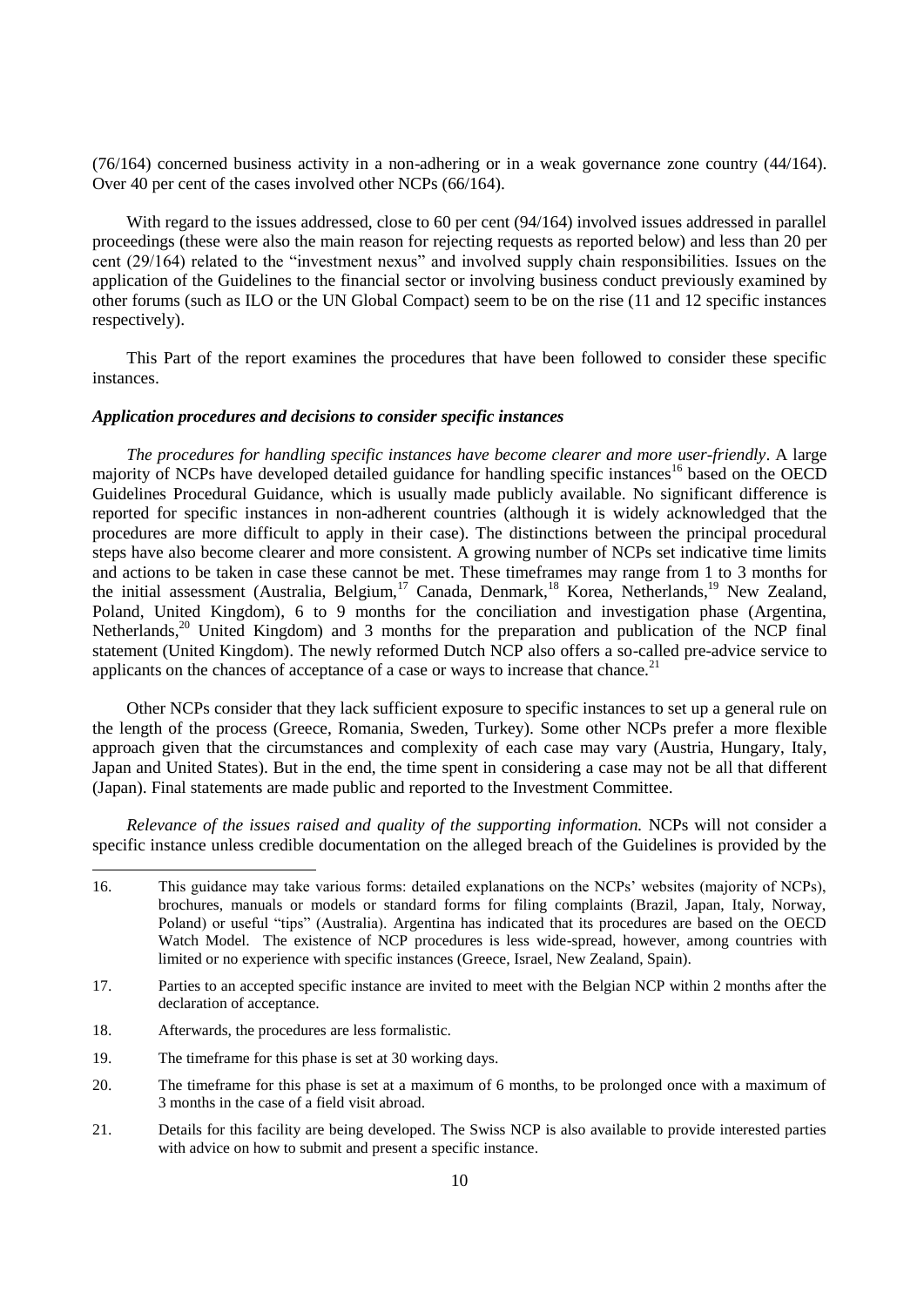(76/164) concerned business activity in a non-adhering or in a weak governance zone country (44/164). Over 40 per cent of the cases involved other NCPs (66/164).

With regard to the issues addressed, close to 60 per cent (94/164) involved issues addressed in parallel proceedings (these were also the main reason for rejecting requests as reported below) and less than 20 per cent (29/164) related to the "investment nexus" and involved supply chain responsibilities. Issues on the application of the Guidelines to the financial sector or involving business conduct previously examined by other forums (such as ILO or the UN Global Compact) seem to be on the rise (11 and 12 specific instances respectively).

This Part of the report examines the procedures that have been followed to consider these specific instances.

### *Application procedures and decisions to consider specific instances*

*The procedures for handling specific instances have become clearer and more user-friendly*. A large majority of NCPs have developed detailed guidance for handling specific instances[16] based on the OECD Guidelines Procedural Guidance, which is usually made publicly available. No significant difference is reported for specific instances in non-adherent countries (although it is widely acknowledged that the procedures are more difficult to apply in their case). The distinctions between the principal procedural steps have also become clearer and more consistent. A growing number of NCPs set indicative time limits and actions to be taken in case these cannot be met. These timeframes may range from 1 to 3 months for the initial assessment (Australia, Belgium,[17] Canada, Denmark,[18] Korea, Netherlands,[19] New Zealand, Poland, United Kingdom), 6 to 9 months for the conciliation and investigation phase (Argentina, Netherlands,[20] United Kingdom) and 3 months for the preparation and publication of the NCP final statement (United Kingdom). The newly reformed Dutch NCP also offers a so-called pre-advice service to applicants on the chances of acceptance of a case or ways to increase that chance.[21]

Other NCPs consider that they lack sufficient exposure to specific instances to set up a general rule on the length of the process (Greece, Romania, Sweden, Turkey). Some other NCPs prefer a more flexible approach given that the circumstances and complexity of each case may vary (Austria, Hungary, Italy, Japan and United States). But in the end, the time spent in considering a case may not be all that different (Japan). Final statements are made public and reported to the Investment Committee.

*Relevance of the issues raised and quality of the supporting information.* NCPs will not consider a specific instance unless credible documentation on the alleged breach of the Guidelines is provided by the

---

16. This guidance may take various forms: detailed explanations on the NCPs' websites (majority of NCPs), brochures, manuals or models or standard forms for filing complaints (Brazil, Japan, Italy, Norway, Poland) or useful "tips" (Australia). Argentina has indicated that its procedures are based on the OECD Watch Model. The existence of NCP procedures is less wide-spread, however, among countries with limited or no experience with specific instances (Greece, Israel, New Zealand, Spain).

17. Parties to an accepted specific instance are invited to meet with the Belgian NCP within 2 months after the declaration of acceptance.

18. Afterwards, the procedures are less formalistic.

19. The timeframe for this phase is set at 30 working days.

20. The timeframe for this phase is set at a maximum of 6 months, to be prolonged once with a maximum of 3 months in the case of a field visit abroad.

21. Details for this facility are being developed. The Swiss NCP is also available to provide interested parties with advice on how to submit and present a specific instance.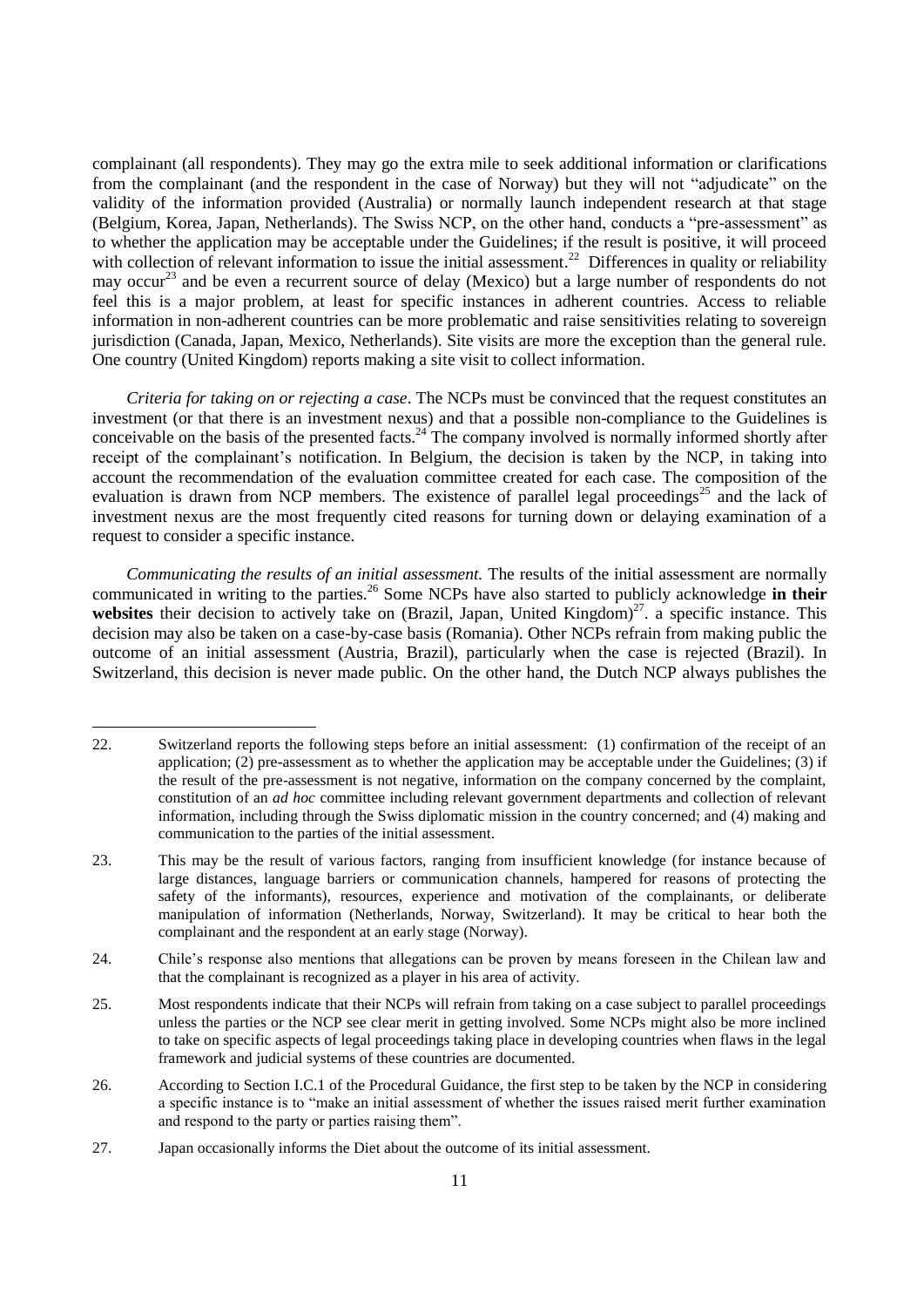complainant (all respondents). They may go the extra mile to seek additional information or clarifications from the complainant (and the respondent in the case of Norway) but they will not "adjudicate" on the validity of the information provided (Australia) or normally launch independent research at that stage (Belgium, Korea, Japan, Netherlands). The Swiss NCP, on the other hand, conducts a "pre-assessment" as to whether the application may be acceptable under the Guidelines; if the result is positive, it will proceed with collection of relevant information to issue the initial assessment.[22] Differences in quality or reliability may occur[23] and be even a recurrent source of delay (Mexico) but a large number of respondents do not feel this is a major problem, at least for specific instances in adherent countries. Access to reliable information in non-adherent countries can be more problematic and raise sensitivities relating to sovereign jurisdiction (Canada, Japan, Mexico, Netherlands). Site visits are more the exception than the general rule. One country (United Kingdom) reports making a site visit to collect information.

*Criteria for taking on or rejecting a case*. The NCPs must be convinced that the request constitutes an investment (or that there is an investment nexus) and that a possible non-compliance to the Guidelines is conceivable on the basis of the presented facts.[24] The company involved is normally informed shortly after receipt of the complainant's notification. In Belgium, the decision is taken by the NCP, in taking into account the recommendation of the evaluation committee created for each case. The composition of the evaluation is drawn from NCP members. The existence of parallel legal proceedings[25] and the lack of investment nexus are the most frequently cited reasons for turning down or delaying examination of a request to consider a specific instance.

*Communicating the results of an initial assessment.* The results of the initial assessment are normally communicated in writing to the parties.[26] Some NCPs have also started to publicly acknowledge **in their websites** their decision to actively take on (Brazil, Japan, United Kingdom)[27]. a specific instance. This decision may also be taken on a case-by-case basis (Romania). Other NCPs refrain from making public the outcome of an initial assessment (Austria, Brazil), particularly when the case is rejected (Brazil). In Switzerland, this decision is never made public. On the other hand, the Dutch NCP always publishes the

---

22. Switzerland reports the following steps before an initial assessment: (1) confirmation of the receipt of an application; (2) pre-assessment as to whether the application may be acceptable under the Guidelines; (3) if the result of the pre-assessment is not negative, information on the company concerned by the complaint, constitution of an *ad hoc* committee including relevant government departments and collection of relevant information, including through the Swiss diplomatic mission in the country concerned; and (4) making and communication to the parties of the initial assessment.

23. This may be the result of various factors, ranging from insufficient knowledge (for instance because of large distances, language barriers or communication channels, hampered for reasons of protecting the safety of the informants), resources, experience and motivation of the complainants, or deliberate manipulation of information (Netherlands, Norway, Switzerland). It may be critical to hear both the complainant and the respondent at an early stage (Norway).

24. Chile's response also mentions that allegations can be proven by means foreseen in the Chilean law and that the complainant is recognized as a player in his area of activity.

25. Most respondents indicate that their NCPs will refrain from taking on a case subject to parallel proceedings unless the parties or the NCP see clear merit in getting involved. Some NCPs might also be more inclined to take on specific aspects of legal proceedings taking place in developing countries when flaws in the legal framework and judicial systems of these countries are documented.

26. According to Section I.C.1 of the Procedural Guidance, the first step to be taken by the NCP in considering a specific instance is to "make an initial assessment of whether the issues raised merit further examination and respond to the party or parties raising them".

27. Japan occasionally informs the Diet about the outcome of its initial assessment.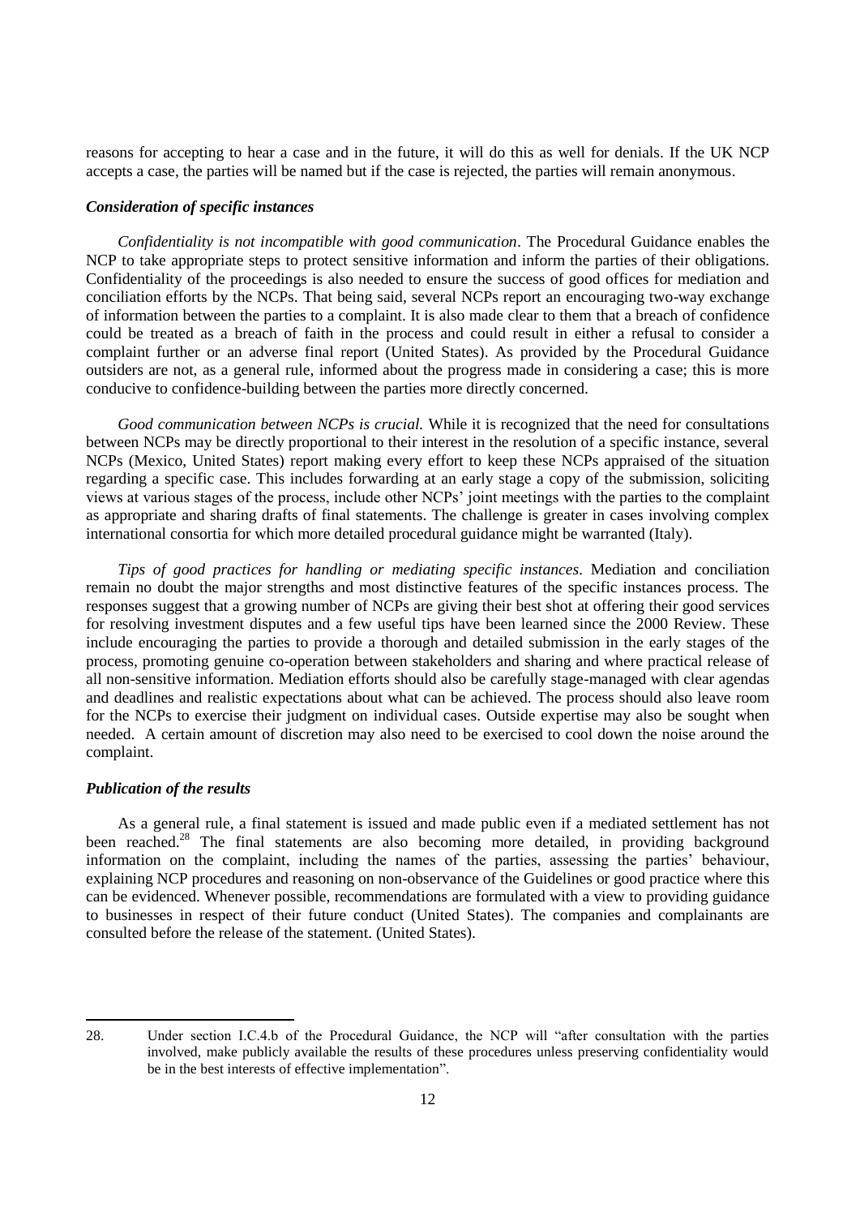reasons for accepting to hear a case and in the future, it will do this as well for denials. If the UK NCP accepts a case, the parties will be named but if the case is rejected, the parties will remain anonymous.

### *Consideration of specific instances*

*Confidentiality is not incompatible with good communication*. The Procedural Guidance enables the NCP to take appropriate steps to protect sensitive information and inform the parties of their obligations. Confidentiality of the proceedings is also needed to ensure the success of good offices for mediation and conciliation efforts by the NCPs. That being said, several NCPs report an encouraging two-way exchange of information between the parties to a complaint. It is also made clear to them that a breach of confidence could be treated as a breach of faith in the process and could result in either a refusal to consider a complaint further or an adverse final report (United States). As provided by the Procedural Guidance outsiders are not, as a general rule, informed about the progress made in considering a case; this is more conducive to confidence-building between the parties more directly concerned.

*Good communication between NCPs is crucial.* While it is recognized that the need for consultations between NCPs may be directly proportional to their interest in the resolution of a specific instance, several NCPs (Mexico, United States) report making every effort to keep these NCPs appraised of the situation regarding a specific case. This includes forwarding at an early stage a copy of the submission, soliciting views at various stages of the process, include other NCPs' joint meetings with the parties to the complaint as appropriate and sharing drafts of final statements. The challenge is greater in cases involving complex international consortia for which more detailed procedural guidance might be warranted (Italy).

*Tips of good practices for handling or mediating specific instances*. Mediation and conciliation remain no doubt the major strengths and most distinctive features of the specific instances process. The responses suggest that a growing number of NCPs are giving their best shot at offering their good services for resolving investment disputes and a few useful tips have been learned since the 2000 Review. These include encouraging the parties to provide a thorough and detailed submission in the early stages of the process, promoting genuine co-operation between stakeholders and sharing and where practical release of all non-sensitive information. Mediation efforts should also be carefully stage-managed with clear agendas and deadlines and realistic expectations about what can be achieved. The process should also leave room for the NCPs to exercise their judgment on individual cases. Outside expertise may also be sought when needed. A certain amount of discretion may also need to be exercised to cool down the noise around the complaint.

### *Publication of the results*

As a general rule, a final statement is issued and made public even if a mediated settlement has not been reached.[28] The final statements are also becoming more detailed, in providing background information on the complaint, including the names of the parties, assessing the parties' behaviour, explaining NCP procedures and reasoning on non-observance of the Guidelines or good practice where this can be evidenced. Whenever possible, recommendations are formulated with a view to providing guidance to businesses in respect of their future conduct (United States). The companies and complainants are consulted before the release of the statement. (United States).

---

28. Under section I.C.4.b of the Procedural Guidance, the NCP will "after consultation with the parties involved, make publicly available the results of these procedures unless preserving confidentiality would be in the best interests of effective implementation".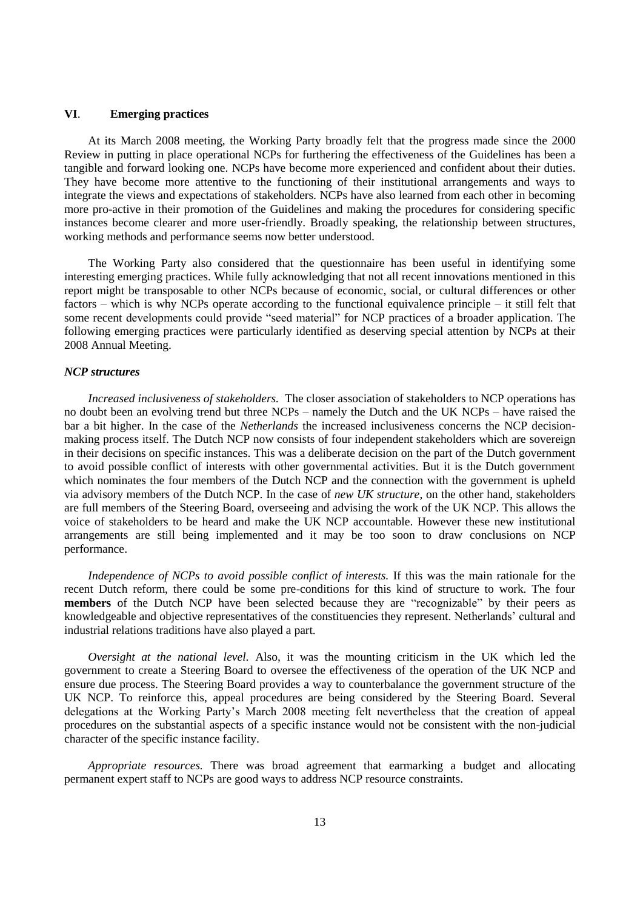## VI. Emerging practices

At its March 2008 meeting, the Working Party broadly felt that the progress made since the 2000 Review in putting in place operational NCPs for furthering the effectiveness of the Guidelines has been a tangible and forward looking one. NCPs have become more experienced and confident about their duties. They have become more attentive to the functioning of their institutional arrangements and ways to integrate the views and expectations of stakeholders. NCPs have also learned from each other in becoming more pro-active in their promotion of the Guidelines and making the procedures for considering specific instances become clearer and more user-friendly. Broadly speaking, the relationship between structures, working methods and performance seems now better understood.

The Working Party also considered that the questionnaire has been useful in identifying some interesting emerging practices. While fully acknowledging that not all recent innovations mentioned in this report might be transposable to other NCPs because of economic, social, or cultural differences or other factors – which is why NCPs operate according to the functional equivalence principle – it still felt that some recent developments could provide "seed material" for NCP practices of a broader application. The following emerging practices were particularly identified as deserving special attention by NCPs at their 2008 Annual Meeting.

### *NCP structures*

*Increased inclusiveness of stakeholders.* The closer association of stakeholders to NCP operations has no doubt been an evolving trend but three NCPs – namely the Dutch and the UK NCPs – have raised the bar a bit higher. In the case of the *Netherlands* the increased inclusiveness concerns the NCP decision-making process itself. The Dutch NCP now consists of four independent stakeholders which are sovereign in their decisions on specific instances. This was a deliberate decision on the part of the Dutch government to avoid possible conflict of interests with other governmental activities. But it is the Dutch government which nominates the four members of the Dutch NCP and the connection with the government is upheld via advisory members of the Dutch NCP. In the case of *new UK structure*, on the other hand, stakeholders are full members of the Steering Board, overseeing and advising the work of the UK NCP. This allows the voice of stakeholders to be heard and make the UK NCP accountable. However these new institutional arrangements are still being implemented and it may be too soon to draw conclusions on NCP performance.

*Independence of NCPs to avoid possible conflict of interests.* If this was the main rationale for the recent Dutch reform, there could be some pre-conditions for this kind of structure to work. The four **members** of the Dutch NCP have been selected because they are "recognizable" by their peers as knowledgeable and objective representatives of the constituencies they represent. Netherlands' cultural and industrial relations traditions have also played a part.

*Oversight at the national level.* Also, it was the mounting criticism in the UK which led the government to create a Steering Board to oversee the effectiveness of the operation of the UK NCP and ensure due process. The Steering Board provides a way to counterbalance the government structure of the UK NCP. To reinforce this, appeal procedures are being considered by the Steering Board. Several delegations at the Working Party's March 2008 meeting felt nevertheless that the creation of appeal procedures on the substantial aspects of a specific instance would not be consistent with the non-judicial character of the specific instance facility.

*Appropriate resources.* There was broad agreement that earmarking a budget and allocating permanent expert staff to NCPs are good ways to address NCP resource constraints.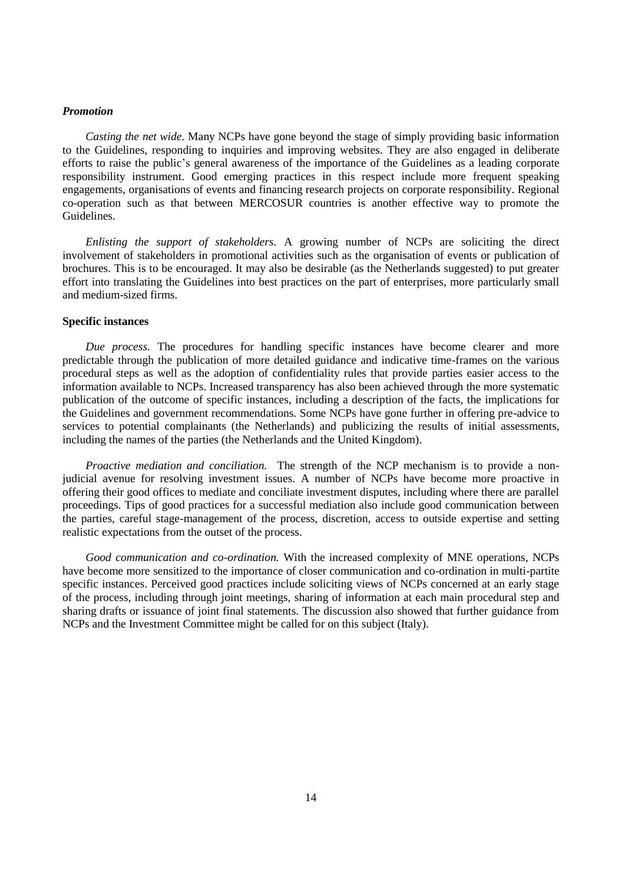***Promotion***

*Casting the net wide.* Many NCPs have gone beyond the stage of simply providing basic information to the Guidelines, responding to inquiries and improving websites. They are also engaged in deliberate efforts to raise the public's general awareness of the importance of the Guidelines as a leading corporate responsibility instrument. Good emerging practices in this respect include more frequent speaking engagements, organisations of events and financing research projects on corporate responsibility. Regional co-operation such as that between MERCOSUR countries is another effective way to promote the Guidelines.

*Enlisting the support of stakeholders.* A growing number of NCPs are soliciting the direct involvement of stakeholders in promotional activities such as the organisation of events or publication of brochures. This is to be encouraged. It may also be desirable (as the Netherlands suggested) to put greater effort into translating the Guidelines into best practices on the part of enterprises, more particularly small and medium-sized firms.

**Specific instances**

*Due process.* The procedures for handling specific instances have become clearer and more predictable through the publication of more detailed guidance and indicative time-frames on the various procedural steps as well as the adoption of confidentiality rules that provide parties easier access to the information available to NCPs. Increased transparency has also been achieved through the more systematic publication of the outcome of specific instances, including a description of the facts, the implications for the Guidelines and government recommendations. Some NCPs have gone further in offering pre-advice to services to potential complainants (the Netherlands) and publicizing the results of initial assessments, including the names of the parties (the Netherlands and the United Kingdom).

*Proactive mediation and conciliation.* The strength of the NCP mechanism is to provide a non-judicial avenue for resolving investment issues. A number of NCPs have become more proactive in offering their good offices to mediate and conciliate investment disputes, including where there are parallel proceedings. Tips of good practices for a successful mediation also include good communication between the parties, careful stage-management of the process, discretion, access to outside expertise and setting realistic expectations from the outset of the process.

*Good communication and co-ordination.* With the increased complexity of MNE operations, NCPs have become more sensitized to the importance of closer communication and co-ordination in multi-partite specific instances. Perceived good practices include soliciting views of NCPs concerned at an early stage of the process, including through joint meetings, sharing of information at each main procedural step and sharing drafts or issuance of joint final statements. The discussion also showed that further guidance from NCPs and the Investment Committee might be called for on this subject (Italy).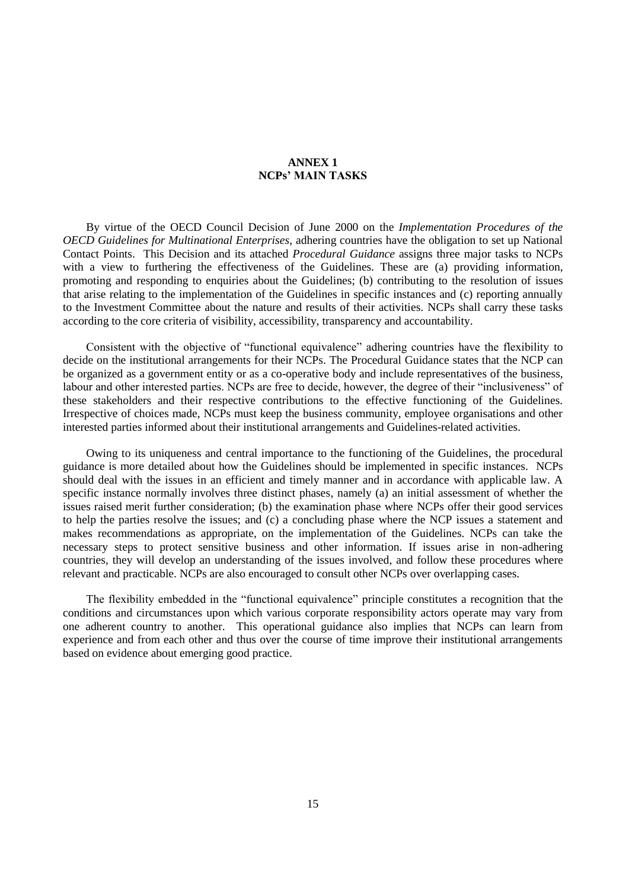# ANNEX 1
## NCPs' MAIN TASKS

By virtue of the OECD Council Decision of June 2000 on the *Implementation Procedures of the OECD Guidelines for Multinational Enterprises*, adhering countries have the obligation to set up National Contact Points. This Decision and its attached *Procedural Guidance* assigns three major tasks to NCPs with a view to furthering the effectiveness of the Guidelines. These are (a) providing information, promoting and responding to enquiries about the Guidelines; (b) contributing to the resolution of issues that arise relating to the implementation of the Guidelines in specific instances and (c) reporting annually to the Investment Committee about the nature and results of their activities. NCPs shall carry these tasks according to the core criteria of visibility, accessibility, transparency and accountability.

Consistent with the objective of "functional equivalence" adhering countries have the flexibility to decide on the institutional arrangements for their NCPs. The Procedural Guidance states that the NCP can be organized as a government entity or as a co-operative body and include representatives of the business, labour and other interested parties. NCPs are free to decide, however, the degree of their "inclusiveness" of these stakeholders and their respective contributions to the effective functioning of the Guidelines. Irrespective of choices made, NCPs must keep the business community, employee organisations and other interested parties informed about their institutional arrangements and Guidelines-related activities.

Owing to its uniqueness and central importance to the functioning of the Guidelines, the procedural guidance is more detailed about how the Guidelines should be implemented in specific instances. NCPs should deal with the issues in an efficient and timely manner and in accordance with applicable law. A specific instance normally involves three distinct phases, namely (a) an initial assessment of whether the issues raised merit further consideration; (b) the examination phase where NCPs offer their good services to help the parties resolve the issues; and (c) a concluding phase where the NCP issues a statement and makes recommendations as appropriate, on the implementation of the Guidelines. NCPs can take the necessary steps to protect sensitive business and other information. If issues arise in non-adhering countries, they will develop an understanding of the issues involved, and follow these procedures where relevant and practicable. NCPs are also encouraged to consult other NCPs over overlapping cases.

The flexibility embedded in the "functional equivalence" principle constitutes a recognition that the conditions and circumstances upon which various corporate responsibility actors operate may vary from one adherent country to another. This operational guidance also implies that NCPs can learn from experience and from each other and thus over the course of time improve their institutional arrangements based on evidence about emerging good practice.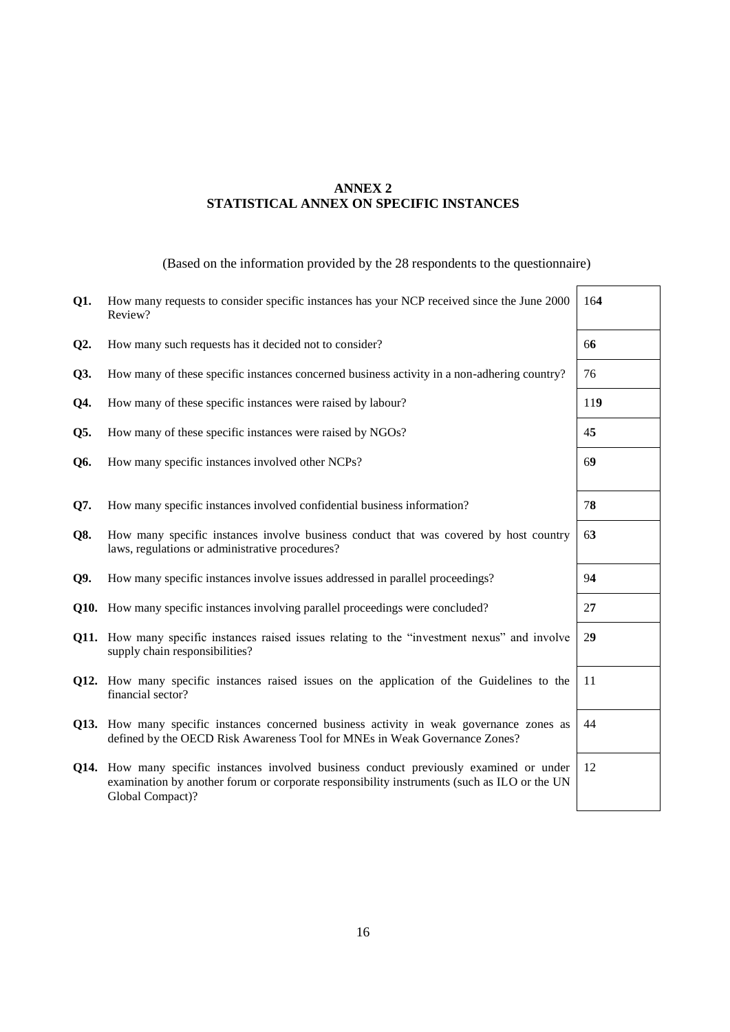# ANNEX 2
# STATISTICAL ANNEX ON SPECIFIC INSTANCES

(Based on the information provided by the 28 respondents to the questionnaire)

| | | |
|---|---|---|
| **Q1.** | How many requests to consider specific instances has your NCP received since the June 2000 Review? | 164 |
| **Q2.** | How many such requests has it decided not to consider? | 66 |
| **Q3.** | How many of these specific instances concerned business activity in a non-adhering country? | 76 |
| **Q4.** | How many of these specific instances were raised by labour? | 119 |
| **Q5.** | How many of these specific instances were raised by NGOs? | 45 |
| **Q6.** | How many specific instances involved other NCPs? | 69 |
| **Q7.** | How many specific instances involved confidential business information? | 78 |
| **Q8.** | How many specific instances involve business conduct that was covered by host country laws, regulations or administrative procedures? | 63 |
| **Q9.** | How many specific instances involve issues addressed in parallel proceedings? | 94 |
| **Q10.** | How many specific instances involving parallel proceedings were concluded? | 27 |
| **Q11.** | How many specific instances raised issues relating to the "investment nexus" and involve supply chain responsibilities? | 29 |
| **Q12.** | How many specific instances raised issues on the application of the Guidelines to the financial sector? | 11 |
| **Q13.** | How many specific instances concerned business activity in weak governance zones as defined by the OECD Risk Awareness Tool for MNEs in Weak Governance Zones? | 44 |
| **Q14.** | How many specific instances involved business conduct previously examined or under examination by another forum or corporate responsibility instruments (such as ILO or the UN Global Compact)? | 12 |